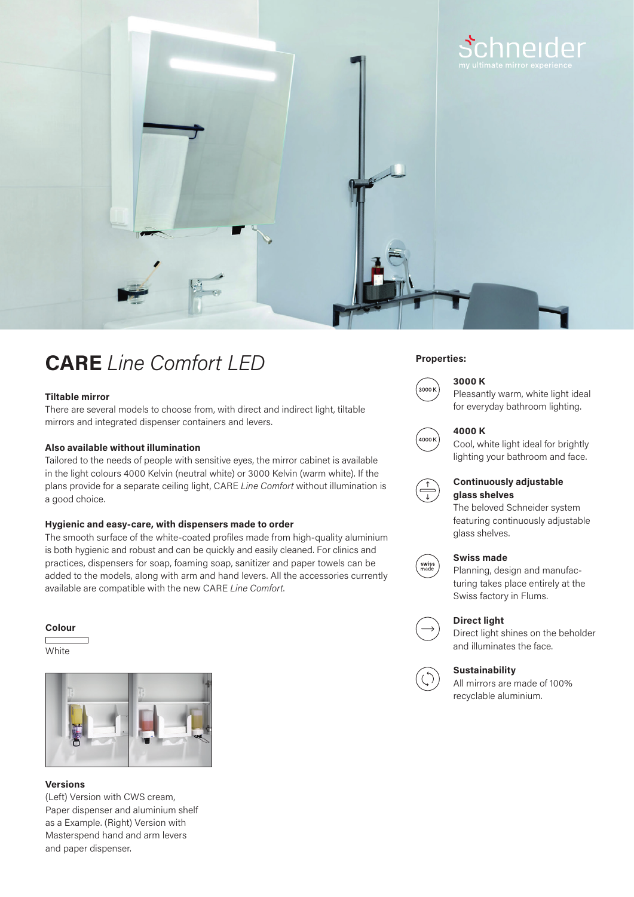schneider
my ultimate mirror experience

# **CARE** *Line Comfort LED*

### Tiltable mirror

There are several models to choose from, with direct and indirect light, tiltable mirrors and integrated dispenser containers and levers.

### Also available without illumination

Tailored to the needs of people with sensitive eyes, the mirror cabinet is available in the light colours 4000 Kelvin (neutral white) or 3000 Kelvin (warm white). If the plans provide for a separate ceiling light, CARE *Line Comfort* without illumination is a good choice.

### Hygienic and easy-care, with dispensers made to order

The smooth surface of the white-coated profiles made from high-quality aluminium is both hygienic and robust and can be quickly and easily cleaned. For clinics and practices, dispensers for soap, foaming soap, sanitizer and paper towels can be added to the models, along with arm and hand levers. All the accessories currently available are compatible with the new CARE *Line Comfort.*

### Colour

White

### Versions

(Left) Version with CWS cream, Paper dispenser and aluminium shelf as a Example. (Right) Version with Masterspend hand and arm levers and paper dispenser.

### Properties:

**3000 K**
Pleasantly warm, white light ideal for everyday bathroom lighting.

**4000 K**
Cool, white light ideal for brightly lighting your bathroom and face.

**Continuously adjustable glass shelves**
The beloved Schneider system featuring continuously adjustable glass shelves.

**Swiss made**
Planning, design and manufacturing takes place entirely at the Swiss factory in Flums.

**Direct light**
Direct light shines on the beholder and illuminates the face.

**Sustainability**
All mirrors are made of 100% recyclable aluminium.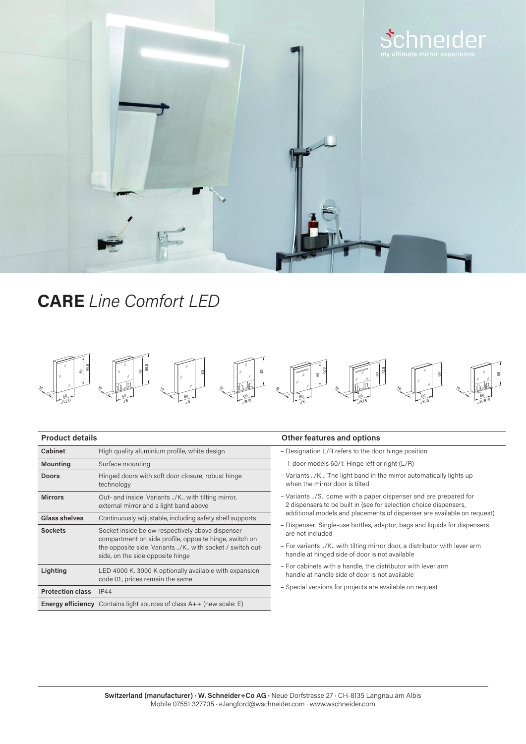schneider
my ultimate mirror experience

# **CARE** *Line Comfort LED*

| Product details | |
|---|---|
| **Cabinet** | High quality aluminium profile, white design |
| **Mounting** | Surface mounting |
| **Doors** | Hinged doors with soft door closure, robust hinge technology |
| **Mirrors** | Out- and inside. Variants ../K.. with tilting mirror, external mirror and a light band above |
| **Glass shelves** | Continuously adjustable, including safety shelf supports |
| **Sockets** | Socket inside below respectively above dispenser compartment on side profile, opposite hinge, switch on the opposite side. Variants ../K.. with socket / switch out-side, on the side opposite hinge |
| **Lighting** | LED 4000 K. 3000 K optionally available with expansion code 01, prices remain the same |
| **Protection class** | IP44 |
| **Energy efficiency** | Contains light sources of class A++ (new scale: E) |

## Other features and options

- Designation L/R refers to the door hinge position
- 1-door models 60/1: Hinge left or right (L/R)
- Variants ../K..: The light band in the mirror automatically lights up when the mirror door is tilted
- Variants ../S.. come with a paper dispenser and are prepared for 2 dispensers to be built in (see for selection choice dispensers, additional models and placements of dispenser are available on request)
- Dispenser: Single-use bottles, adaptor, bags and liquids for dispensers are not included
- For variants ../K.. with tilting mirror door, a distributor with lever arm handle at hinged side of door is not available
- For cabinets with a handle, the distributor with lever arm handle at handle side of door is not available
- Special versions for projects are available on request

**Switzerland (manufacturer) · W. Schneider+Co AG ·** Neue Dorfstrasse 27 · CH-8135 Langnau am Albis
Mobile 07551 327705 · e.langford@wschneider.com · www.wschneider.com